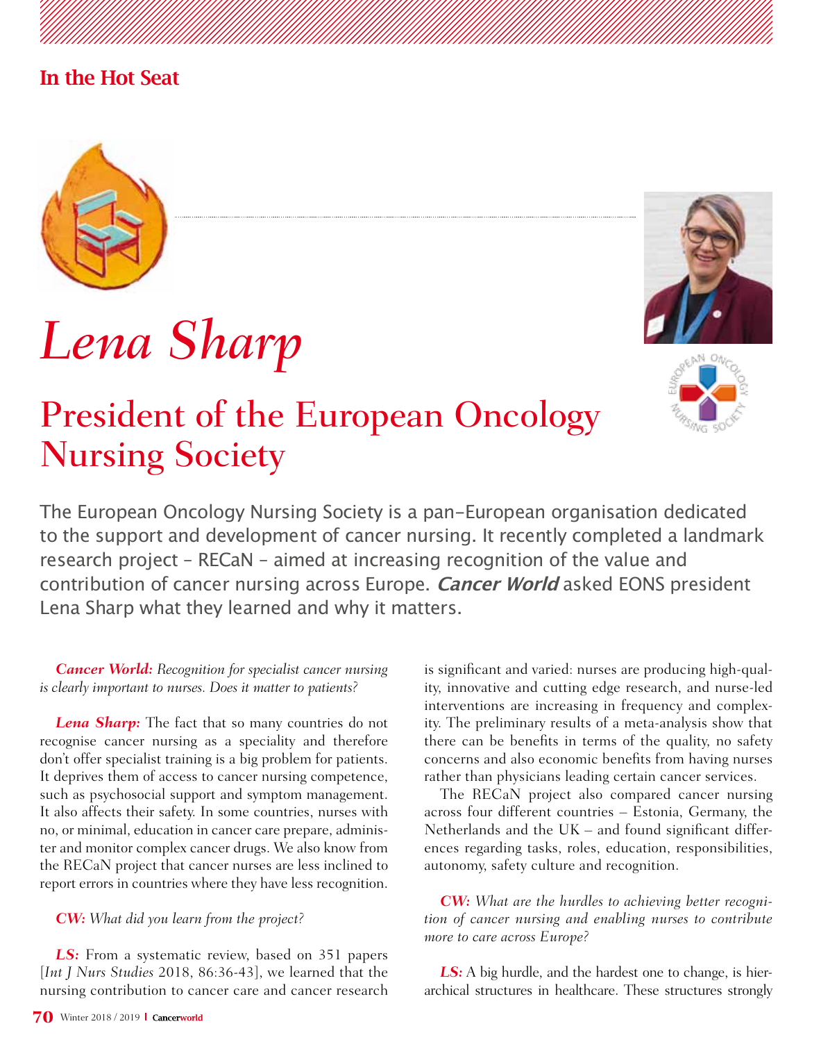In the Hot Seat

# Lena Sharp

## President of the European Oncology Nursing Society

The European Oncology Nursing Society is a pan-European organisation dedicated to the support and development of cancer nursing. It recently completed a landmark research project – RECaN – aimed at increasing recognition of the value and contribution of cancer nursing across Europe. ***Cancer World*** asked EONS president Lena Sharp what they learned and why it matters.

***Cancer World:*** *Recognition for specialist cancer nursing is clearly important to nurses. Does it matter to patients?*

***Lena Sharp:*** The fact that so many countries do not recognise cancer nursing as a speciality and therefore don't offer specialist training is a big problem for patients. It deprives them of access to cancer nursing competence, such as psychosocial support and symptom management. It also affects their safety. In some countries, nurses with no, or minimal, education in cancer care prepare, administer and monitor complex cancer drugs. We also know from the RECaN project that cancer nurses are less inclined to report errors in countries where they have less recognition.

***CW:*** *What did you learn from the project?*

***LS:*** From a systematic review, based on 351 papers [*Int J Nurs Studies* 2018, 86:36-43], we learned that the nursing contribution to cancer care and cancer research is significant and varied: nurses are producing high-quality, innovative and cutting edge research, and nurse-led interventions are increasing in frequency and complexity. The preliminary results of a meta-analysis show that there can be benefits in terms of the quality, no safety concerns and also economic benefits from having nurses rather than physicians leading certain cancer services.

The RECaN project also compared cancer nursing across four different countries – Estonia, Germany, the Netherlands and the UK – and found significant differences regarding tasks, roles, education, responsibilities, autonomy, safety culture and recognition.

***CW:*** *What are the hurdles to achieving better recognition of cancer nursing and enabling nurses to contribute more to care across Europe?*

***LS:*** A big hurdle, and the hardest one to change, is hierarchical structures in healthcare. These structures strongly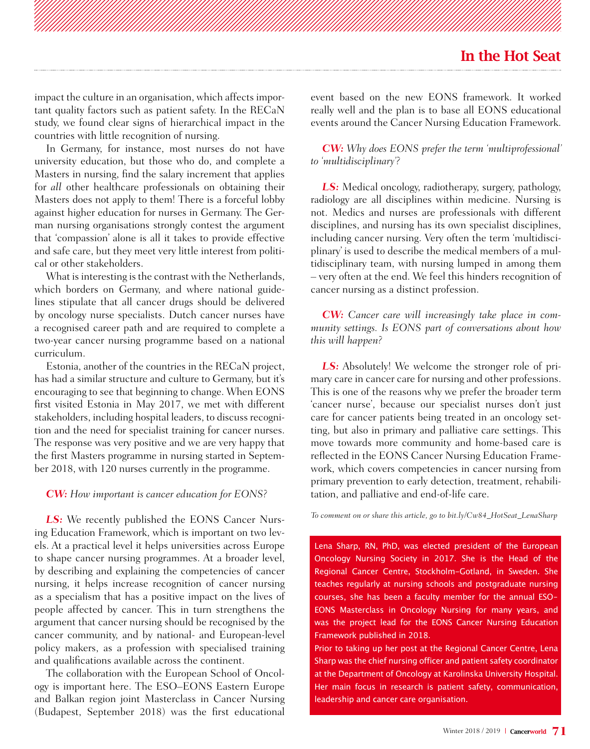impact the culture in an organisation, which affects important quality factors such as patient safety. In the RECaN study, we found clear signs of hierarchical impact in the countries with little recognition of nursing.

In Germany, for instance, most nurses do not have university education, but those who do, and complete a Masters in nursing, find the salary increment that applies for *all* other healthcare professionals on obtaining their Masters does not apply to them! There is a forceful lobby against higher education for nurses in Germany. The German nursing organisations strongly contest the argument that 'compassion' alone is all it takes to provide effective and safe care, but they meet very little interest from political or other stakeholders.

What is interesting is the contrast with the Netherlands, which borders on Germany, and where national guidelines stipulate that all cancer drugs should be delivered by oncology nurse specialists. Dutch cancer nurses have a recognised career path and are required to complete a two-year cancer nursing programme based on a national curriculum.

Estonia, another of the countries in the RECaN project, has had a similar structure and culture to Germany, but it's encouraging to see that beginning to change. When EONS first visited Estonia in May 2017, we met with different stakeholders, including hospital leaders, to discuss recognition and the need for specialist training for cancer nurses. The response was very positive and we are very happy that the first Masters programme in nursing started in September 2018, with 120 nurses currently in the programme.

***CW:*** *How important is cancer education for EONS?*

***LS:*** We recently published the EONS Cancer Nursing Education Framework, which is important on two levels. At a practical level it helps universities across Europe to shape cancer nursing programmes. At a broader level, by describing and explaining the competencies of cancer nursing, it helps increase recognition of cancer nursing as a specialism that has a positive impact on the lives of people affected by cancer. This in turn strengthens the argument that cancer nursing should be recognised by the cancer community, and by national- and European-level policy makers, as a profession with specialised training and qualifications available across the continent.

The collaboration with the European School of Oncology is important here. The ESO–EONS Eastern Europe and Balkan region joint Masterclass in Cancer Nursing (Budapest, September 2018) was the first educational event based on the new EONS framework. It worked really well and the plan is to base all EONS educational events around the Cancer Nursing Education Framework.

***CW:*** *Why does EONS prefer the term 'multiprofessional' to 'multidisciplinary'?*

***LS:*** Medical oncology, radiotherapy, surgery, pathology, radiology are all disciplines within medicine. Nursing is not. Medics and nurses are professionals with different disciplines, and nursing has its own specialist disciplines, including cancer nursing. Very often the term 'multidisciplinary' is used to describe the medical members of a multidisciplinary team, with nursing lumped in among them – very often at the end. We feel this hinders recognition of cancer nursing as a distinct profession.

***CW:*** *Cancer care will increasingly take place in community settings. Is EONS part of conversations about how this will happen?*

***LS:*** Absolutely! We welcome the stronger role of primary care in cancer care for nursing and other professions. This is one of the reasons why we prefer the broader term 'cancer nurse', because our specialist nurses don't just care for cancer patients being treated in an oncology setting, but also in primary and palliative care settings. This move towards more community and home-based care is reflected in the EONS Cancer Nursing Education Framework, which covers competencies in cancer nursing from primary prevention to early detection, treatment, rehabilitation, and palliative and end-of-life care.

*To comment on or share this article, go to bit.ly/Cw84_HotSeat_LenaSharp*

Lena Sharp, RN, PhD, was elected president of the European Oncology Nursing Society in 2017. She is the Head of the Regional Cancer Centre, Stockholm–Gotland, in Sweden. She teaches regularly at nursing schools and postgraduate nursing courses, she has been a faculty member for the annual ESO–EONS Masterclass in Oncology Nursing for many years, and was the project lead for the EONS Cancer Nursing Education Framework published in 2018.

Prior to taking up her post at the Regional Cancer Centre, Lena Sharp was the chief nursing officer and patient safety coordinator at the Department of Oncology at Karolinska University Hospital. Her main focus in research is patient safety, communication, leadership and cancer care organisation.